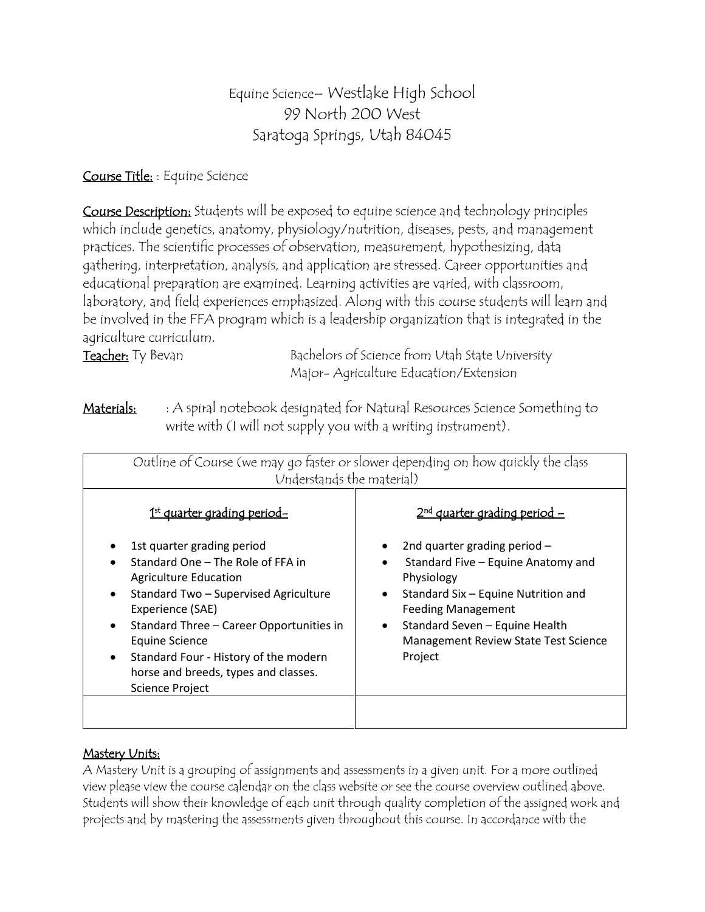# Equine Science– Westlake High School
99 North 200 West
Saratoga Springs, Utah 84045

**Course Title:** : Equine Science

**Course Description:** Students will be exposed to equine science and technology principles which include genetics, anatomy, physiology/nutrition, diseases, pests, and management practices. The scientific processes of observation, measurement, hypothesizing, data gathering, interpretation, analysis, and application are stressed. Career opportunities and educational preparation are examined. Learning activities are varied, with classroom, laboratory, and field experiences emphasized. Along with this course students will learn and be involved in the FFA program which is a leadership organization that is integrated in the agriculture curriculum.

**Teacher:** Ty Bevan — Bachelors of Science from Utah State University
Major- Agriculture Education/Extension

**Materials:** : A spiral notebook designated for Natural Resources Science Something to write with (I will not supply you with a writing instrument).

| Outline of Course (we may go faster or slower depending on how quickly the class Understands the material) | |
|---|---|
| 1st quarter grading period- | 2nd quarter grading period – |
| • 1st quarter grading period<br>• Standard One – The Role of FFA in Agriculture Education<br>• Standard Two – Supervised Agriculture Experience (SAE)<br>• Standard Three – Career Opportunities in Equine Science<br>• Standard Four - History of the modern horse and breeds, types and classes. Science Project | • 2nd quarter grading period –<br>• Standard Five – Equine Anatomy and Physiology<br>• Standard Six – Equine Nutrition and Feeding Management<br>• Standard Seven – Equine Health Management Review State Test Science Project |
| | |

**Mastery Units:**

A Mastery Unit is a grouping of assignments and assessments in a given unit. For a more outlined view please view the course calendar on the class website or see the course overview outlined above. Students will show their knowledge of each unit through quality completion of the assigned work and projects and by mastering the assessments given throughout this course. In accordance with the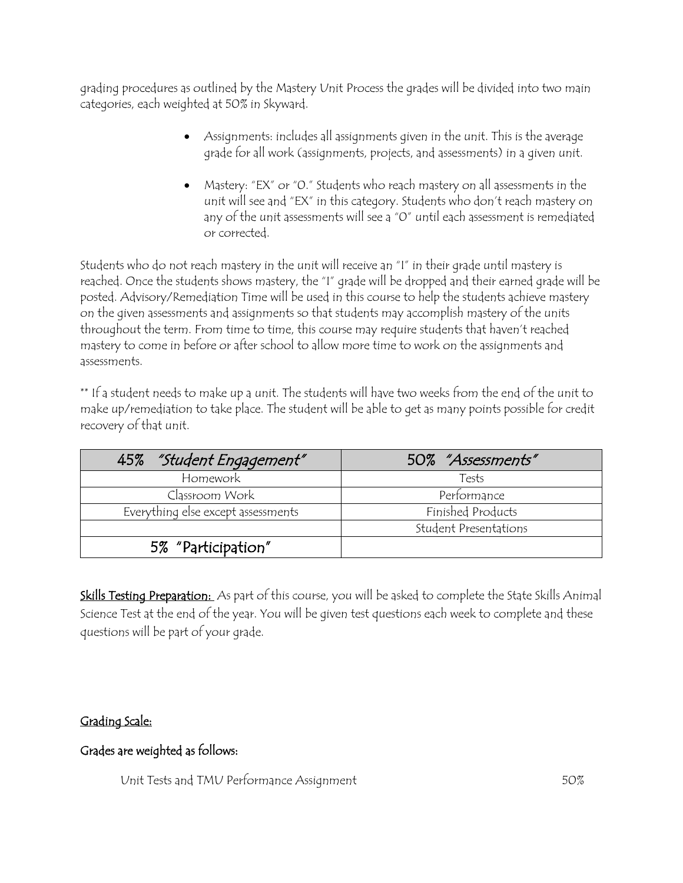grading procedures as outlined by the Mastery Unit Process the grades will be divided into two main categories, each weighted at 50% in Skyward.

- Assignments: includes all assignments given in the unit. This is the average grade for all work (assignments, projects, and assessments) in a given unit.
- Mastery: "EX" or "0." Students who reach mastery on all assessments in the unit will see and "EX" in this category. Students who don't reach mastery on any of the unit assessments will see a "0" until each assessment is remediated or corrected.

Students who do not reach mastery in the unit will receive an "I" in their grade until mastery is reached. Once the students shows mastery, the "I" grade will be dropped and their earned grade will be posted. Advisory/Remediation Time will be used in this course to help the students achieve mastery on the given assessments and assignments so that students may accomplish mastery of the units throughout the term. From time to time, this course may require students that haven't reached mastery to come in before or after school to allow more time to work on the assignments and assessments.

** If a student needs to make up a unit. The students will have two weeks from the end of the unit to make up/remediation to take place. The student will be able to get as many points possible for credit recovery of that unit.

| 45% *"Student Engagement"* | 50% *"Assessments"* |
| --- | --- |
| Homework | Tests |
| Classroom Work | Performance |
| Everything else except assessments | Finished Products |
| | Student Presentations |
| 5% "Participation" | |

**<u>Skills Testing Preparation:</u>** As part of this course, you will be asked to complete the State Skills Animal Science Test at the end of the year. You will be given test questions each week to complete and these questions will be part of your grade.

<u>Grading Scale:</u>

Grades are weighted as follows:

Unit Tests and TMU Performance Assignment 50%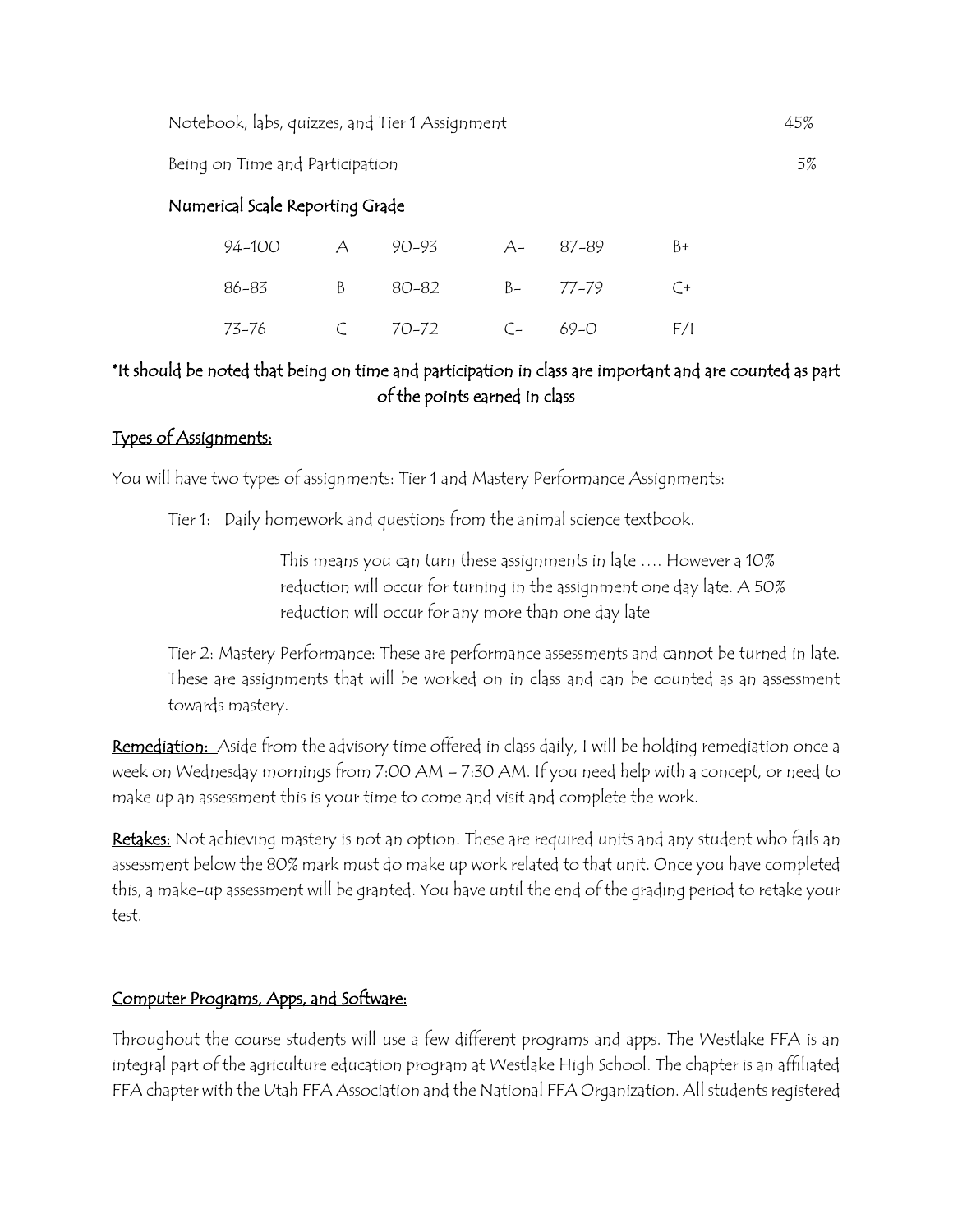| | |
|---|---|
| Notebook, labs, quizzes, and Tier 1 Assignment | 45% |
| Being on Time and Participation | 5% |

### Numerical Scale Reporting Grade

| | | | | | |
|---|---|---|---|---|---|
| 94-100 | A | 90-93 | A- | 87-89 | B+ |
| 86-83 | B | 80-82 | B- | 77-79 | C+ |
| 73-76 | C | 70-72 | C- | 69-0 | F/I |

*It should be noted that being on time and participation in class are important and are counted as part of the points earned in class

## Types of Assignments:

You will have two types of assignments: Tier 1 and Mastery Performance Assignments:

Tier 1: Daily homework and questions from the animal science textbook.

> This means you can turn these assignments in late …. However a 10% reduction will occur for turning in the assignment one day late. A 50% reduction will occur for any more than one day late

Tier 2: Mastery Performance: These are performance assessments and cannot be turned in late. These are assignments that will be worked on in class and can be counted as an assessment towards mastery.

**Remediation:** Aside from the advisory time offered in class daily, I will be holding remediation once a week on Wednesday mornings from 7:00 AM – 7:30 AM. If you need help with a concept, or need to make up an assessment this is your time to come and visit and complete the work.

**Retakes:** Not achieving mastery is not an option. These are required units and any student who fails an assessment below the 80% mark must do make up work related to that unit. Once you have completed this, a make-up assessment will be granted. You have until the end of the grading period to retake your test.

## Computer Programs, Apps, and Software:

Throughout the course students will use a few different programs and apps. The Westlake FFA is an integral part of the agriculture education program at Westlake High School. The chapter is an affiliated FFA chapter with the Utah FFA Association and the National FFA Organization. All students registered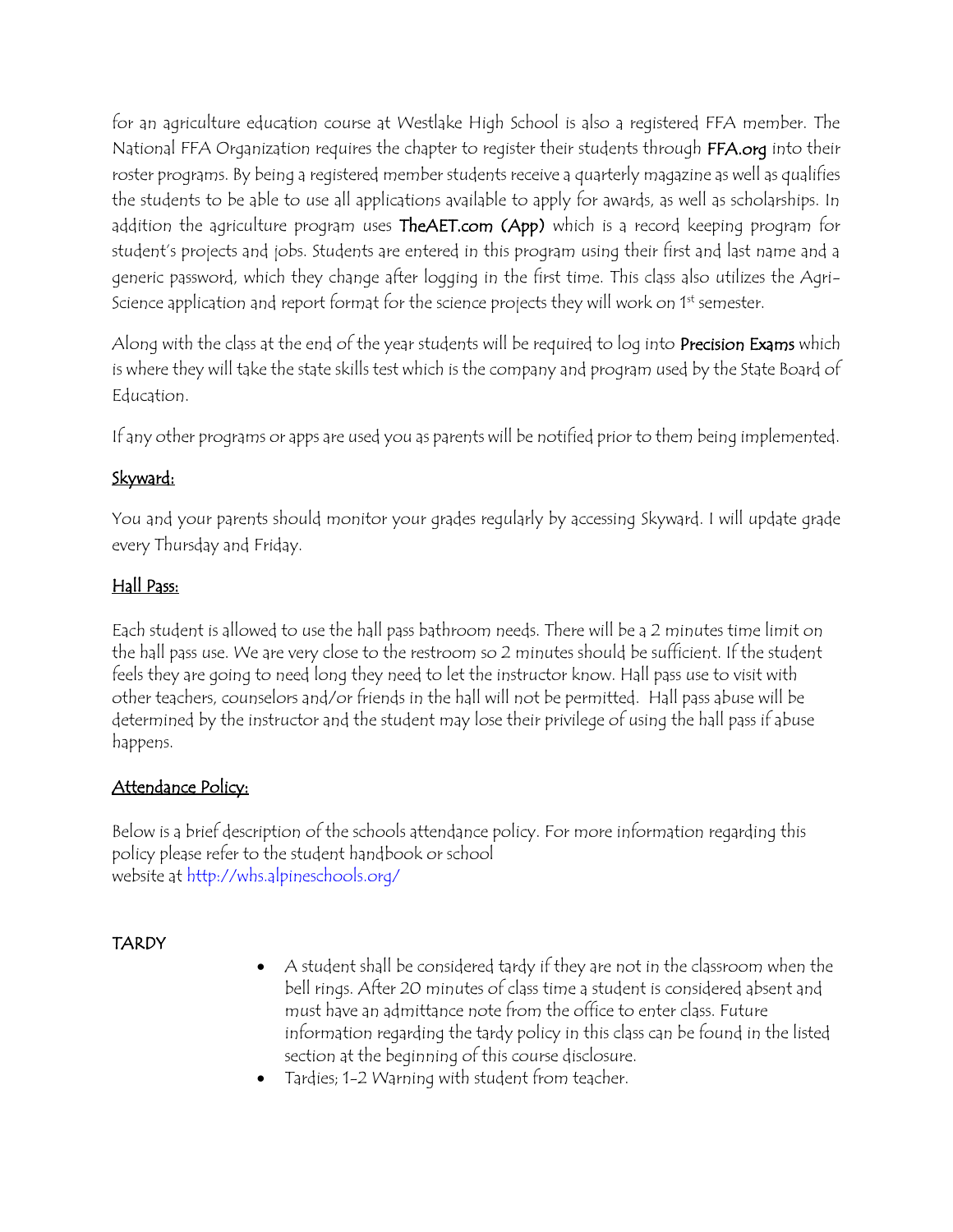for an agriculture education course at Westlake High School is also a registered FFA member. The National FFA Organization requires the chapter to register their students through **FFA.org** into their roster programs. By being a registered member students receive a quarterly magazine as well as qualifies the students to be able to use all applications available to apply for awards, as well as scholarships. In addition the agriculture program uses **TheAET.com (App)** which is a record keeping program for student's projects and jobs. Students are entered in this program using their first and last name and a generic password, which they change after logging in the first time. This class also utilizes the Agri-Science application and report format for the science projects they will work on 1st semester.

Along with the class at the end of the year students will be required to log into **Precision Exams** which is where they will take the state skills test which is the company and program used by the State Board of Education.

If any other programs or apps are used you as parents will be notified prior to them being implemented.

## Skyward:

You and your parents should monitor your grades regularly by accessing Skyward. I will update grade every Thursday and Friday.

## Hall Pass:

Each student is allowed to use the hall pass bathroom needs. There will be a 2 minutes time limit on the hall pass use. We are very close to the restroom so 2 minutes should be sufficient. If the student feels they are going to need long they need to let the instructor know. Hall pass use to visit with other teachers, counselors and/or friends in the hall will not be permitted. Hall pass abuse will be determined by the instructor and the student may lose their privilege of using the hall pass if abuse happens.

## Attendance Policy:

Below is a brief description of the schools attendance policy. For more information regarding this policy please refer to the student handbook or school website at http://whs.alpineschools.org/

### TARDY

- A student shall be considered tardy if they are not in the classroom when the bell rings. After 20 minutes of class time a student is considered absent and must have an admittance note from the office to enter class. Future information regarding the tardy policy in this class can be found in the listed section at the beginning of this course disclosure.
- Tardies; 1-2 Warning with student from teacher.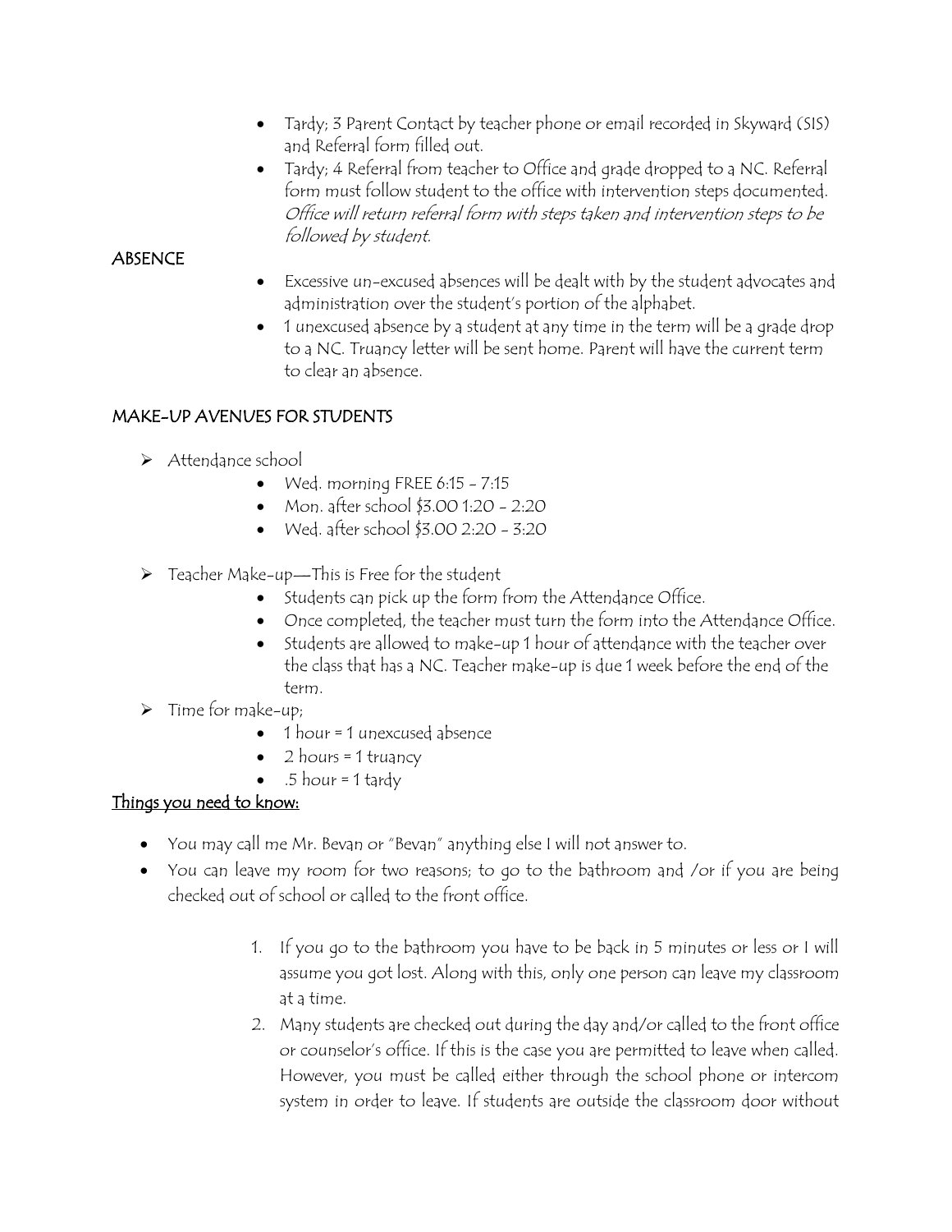- Tardy; 3 Parent Contact by teacher phone or email recorded in Skyward (SIS) and Referral form filled out.
- Tardy; 4 Referral from teacher to Office and grade dropped to a NC. Referral form must follow student to the office with intervention steps documented. *Office will return referral form with steps taken and intervention steps to be followed by student.*

ABSENCE

- Excessive un-excused absences will be dealt with by the student advocates and administration over the student's portion of the alphabet.
- 1 unexcused absence by a student at any time in the term will be a grade drop to a NC. Truancy letter will be sent home. Parent will have the current term to clear an absence.

MAKE-UP AVENUES FOR STUDENTS

- Attendance school
  - Wed. morning FREE 6:15 - 7:15
  - Mon. after school $3.00 1:20 - 2:20
  - Wed. after school $3.00 2:20 - 3:20
- Teacher Make-up—This is Free for the student
  - Students can pick up the form from the Attendance Office.
  - Once completed, the teacher must turn the form into the Attendance Office.
  - Students are allowed to make-up 1 hour of attendance with the teacher over the class that has a NC. Teacher make-up is due 1 week before the end of the term.
- Time for make-up;
  - 1 hour = 1 unexcused absence
  - 2 hours = 1 truancy
  - .5 hour = 1 tardy

<u>Things you need to know:</u>

- You may call me Mr. Bevan or "Bevan" anything else I will not answer to.
- You can leave my room for two reasons; to go to the bathroom and /or if you are being checked out of school or called to the front office.

1. If you go to the bathroom you have to be back in 5 minutes or less or I will assume you got lost. Along with this, only one person can leave my classroom at a time.
2. Many students are checked out during the day and/or called to the front office or counselor's office. If this is the case you are permitted to leave when called. However, you must be called either through the school phone or intercom system in order to leave. If students are outside the classroom door without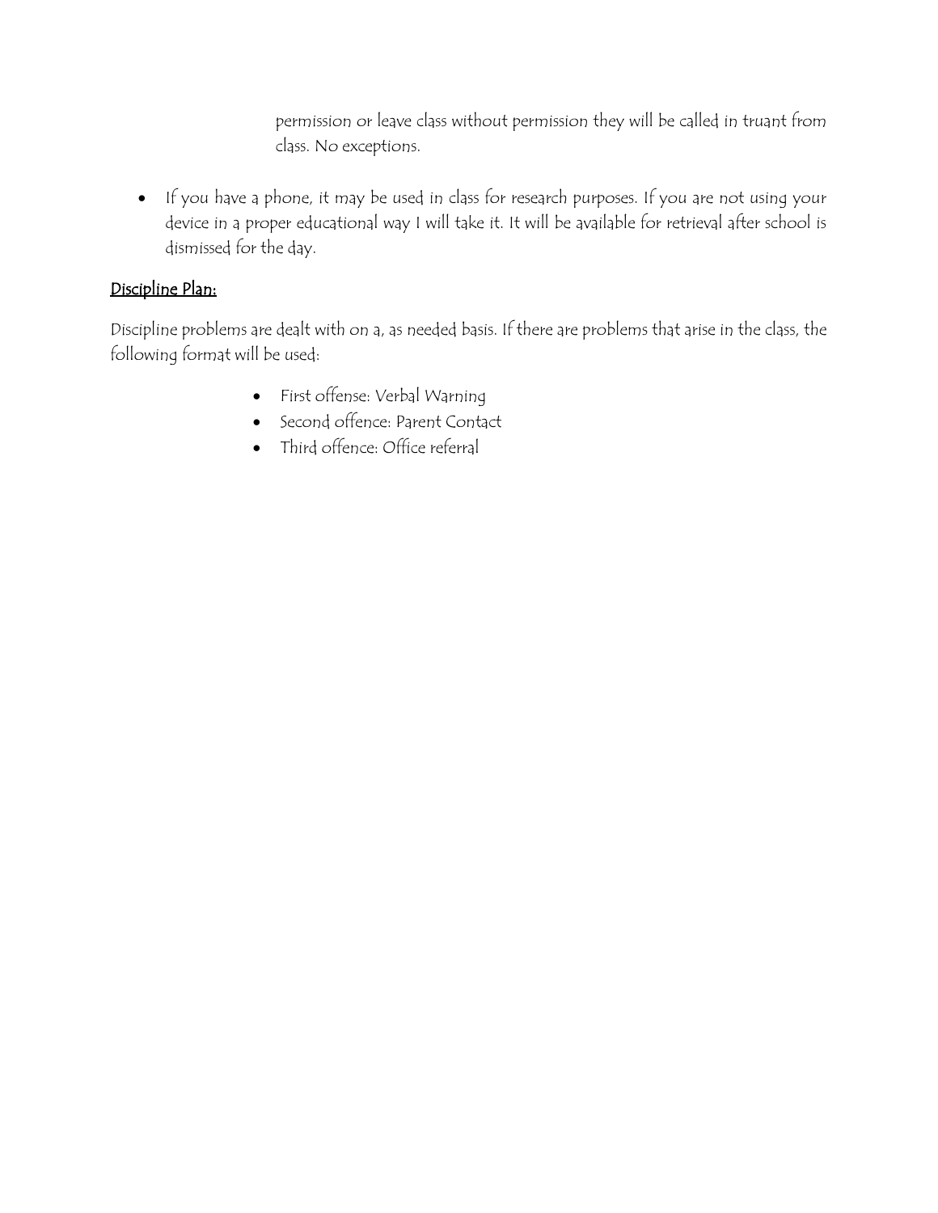permission or leave class without permission they will be called in truant from class. No exceptions.

- If you have a phone, it may be used in class for research purposes. If you are not using your device in a proper educational way I will take it. It will be available for retrieval after school is dismissed for the day.

<u>Discipline Plan:</u>

Discipline problems are dealt with on a, as needed basis. If there are problems that arise in the class, the following format will be used:

- First offense: Verbal Warning
- Second offence: Parent Contact
- Third offence: Office referral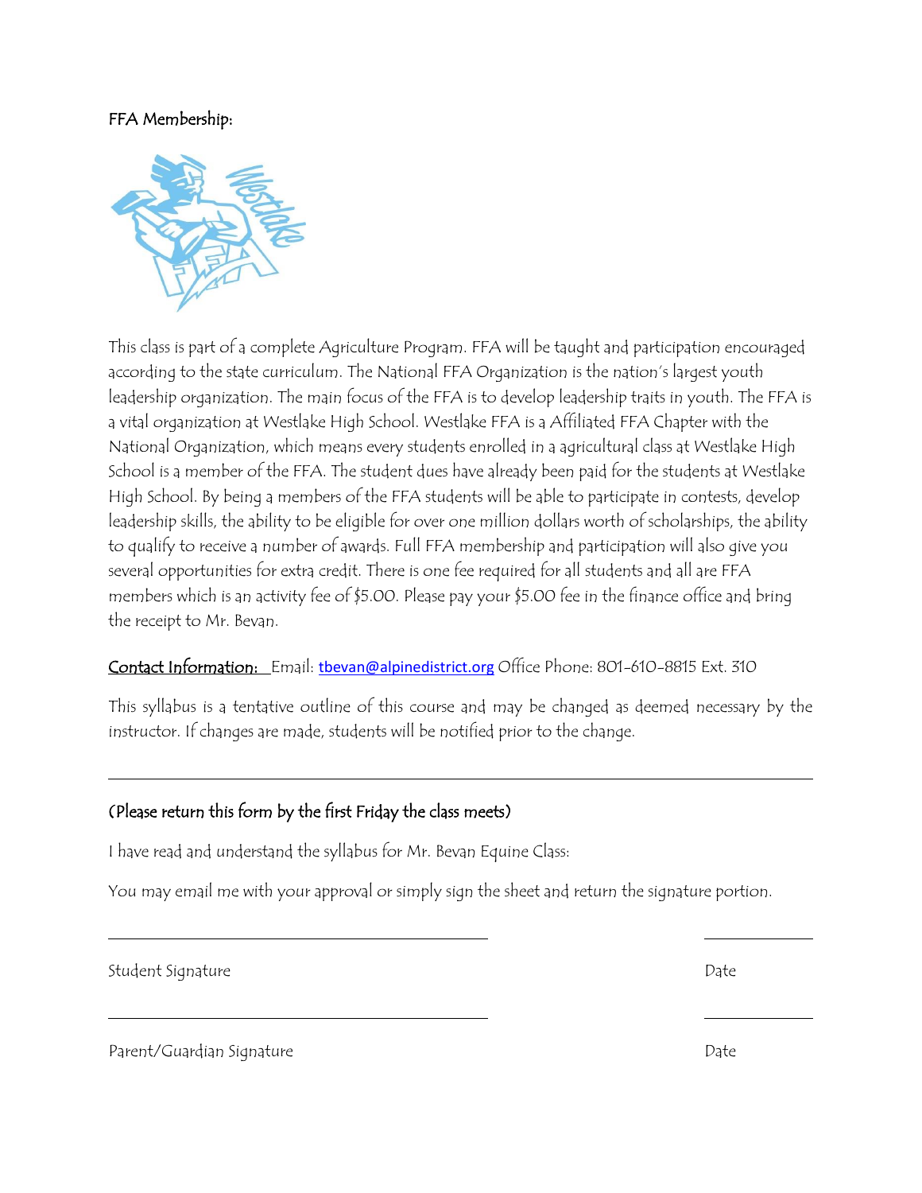FFA Membership:

This class is part of a complete Agriculture Program. FFA will be taught and participation encouraged according to the state curriculum. The National FFA Organization is the nation's largest youth leadership organization. The main focus of the FFA is to develop leadership traits in youth. The FFA is a vital organization at Westlake High School. Westlake FFA is a Affiliated FFA Chapter with the National Organization, which means every students enrolled in a agricultural class at Westlake High School is a member of the FFA. The student dues have already been paid for the students at Westlake High School. By being a members of the FFA students will be able to participate in contests, develop leadership skills, the ability to be eligible for over one million dollars worth of scholarships, the ability to qualify to receive a number of awards. Full FFA membership and participation will also give you several opportunities for extra credit. There is one fee required for all students and all are FFA members which is an activity fee of $5.00. Please pay your $5.00 fee in the finance office and bring the receipt to Mr. Bevan.

Contact Information: Email: tbevan@alpinedistrict.org Office Phone: 801-610-8815 Ext. 310

This syllabus is a tentative outline of this course and may be changed as deemed necessary by the instructor. If changes are made, students will be notified prior to the change.

---

(Please return this form by the first Friday the class meets)

I have read and understand the syllabus for Mr. Bevan Equine Class:

You may email me with your approval or simply sign the sheet and return the signature portion.

Student Signature ______________________ Date ________

Parent/Guardian Signature ______________________ Date ________